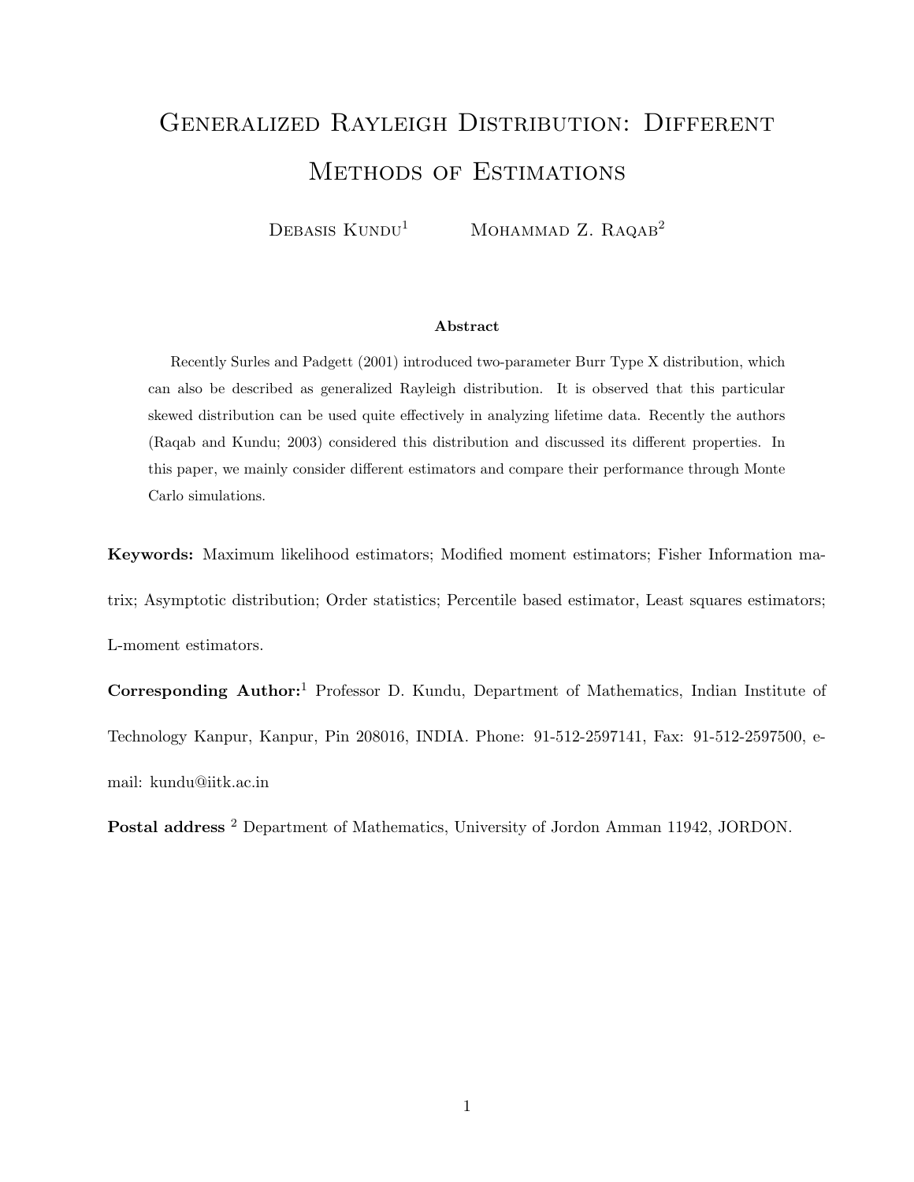# Generalized Rayleigh Distribution: Different Methods of Estimations

Debasis Kundu[1] Mohammad Z. Raqab[2]

**Abstract**

Recently Surles and Padgett (2001) introduced two-parameter Burr Type X distribution, which can also be described as generalized Rayleigh distribution. It is observed that this particular skewed distribution can be used quite effectively in analyzing lifetime data. Recently the authors (Raqab and Kundu; 2003) considered this distribution and discussed its different properties. In this paper, we mainly consider different estimators and compare their performance through Monte Carlo simulations.

**Keywords:** Maximum likelihood estimators; Modified moment estimators; Fisher Information matrix; Asymptotic distribution; Order statistics; Percentile based estimator, Least squares estimators; L-moment estimators.

**Corresponding Author:**[1] Professor D. Kundu, Department of Mathematics, Indian Institute of Technology Kanpur, Kanpur, Pin 208016, INDIA. Phone: 91-512-2597141, Fax: 91-512-2597500, e-mail: kundu@iitk.ac.in

**Postal address** [2] Department of Mathematics, University of Jordon Amman 11942, JORDON.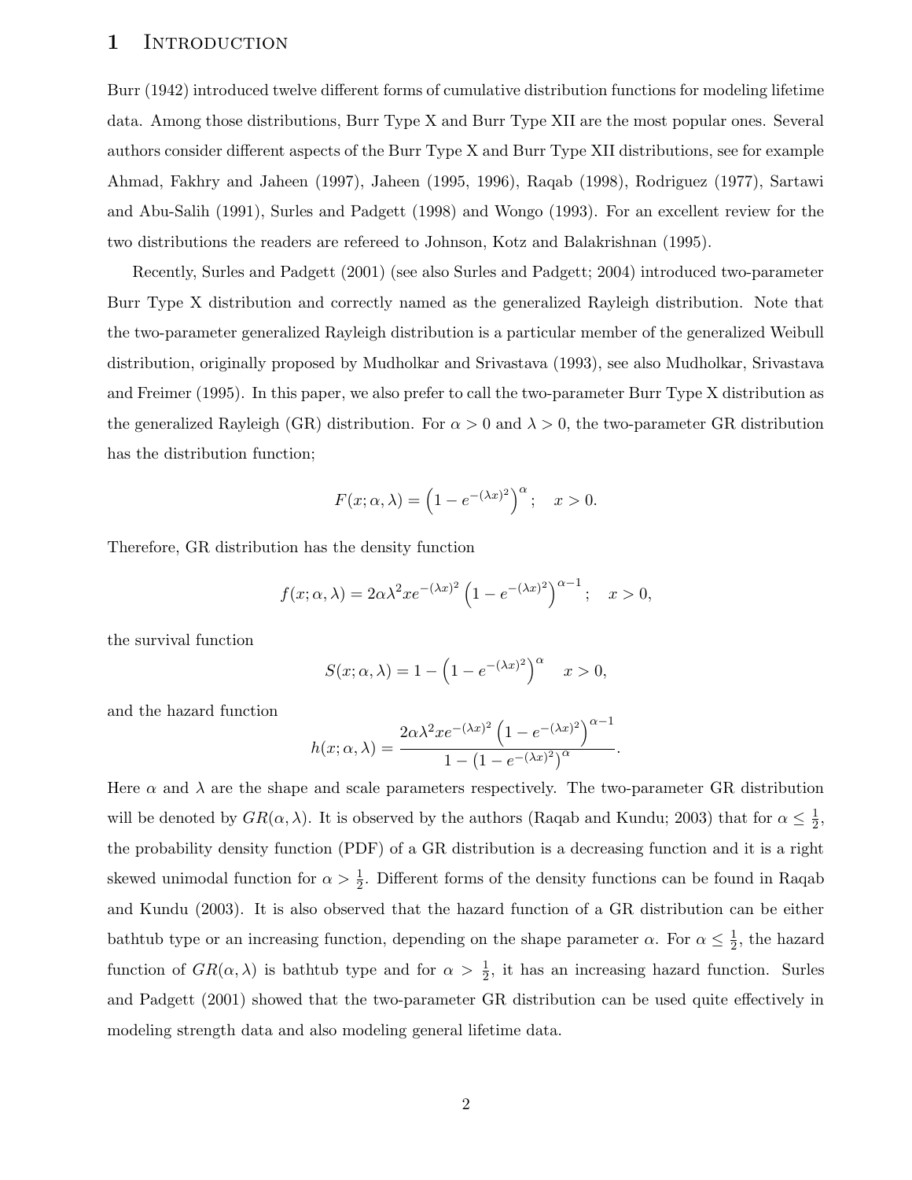# 1 Introduction

Burr (1942) introduced twelve different forms of cumulative distribution functions for modeling lifetime data. Among those distributions, Burr Type X and Burr Type XII are the most popular ones. Several authors consider different aspects of the Burr Type X and Burr Type XII distributions, see for example Ahmad, Fakhry and Jaheen (1997), Jaheen (1995, 1996), Raqab (1998), Rodriguez (1977), Sartawi and Abu-Salih (1991), Surles and Padgett (1998) and Wongo (1993). For an excellent review for the two distributions the readers are refereed to Johnson, Kotz and Balakrishnan (1995).

Recently, Surles and Padgett (2001) (see also Surles and Padgett; 2004) introduced two-parameter Burr Type X distribution and correctly named as the generalized Rayleigh distribution. Note that the two-parameter generalized Rayleigh distribution is a particular member of the generalized Weibull distribution, originally proposed by Mudholkar and Srivastava (1993), see also Mudholkar, Srivastava and Freimer (1995). In this paper, we also prefer to call the two-parameter Burr Type X distribution as the generalized Rayleigh (GR) distribution. For $\alpha > 0$ and $\lambda > 0$, the two-parameter GR distribution has the distribution function;

$$F(x;\alpha,\lambda) = \left(1 - e^{-(\lambda x)^2}\right)^{\alpha}; \quad x > 0.$$

Therefore, GR distribution has the density function

$$f(x;\alpha,\lambda) = 2\alpha\lambda^2 x e^{-(\lambda x)^2}\left(1 - e^{-(\lambda x)^2}\right)^{\alpha-1}; \quad x > 0,$$

the survival function

$$S(x;\alpha,\lambda) = 1 - \left(1 - e^{-(\lambda x)^2}\right)^{\alpha} \quad x > 0,$$

and the hazard function

$$h(x;\alpha,\lambda) = \frac{2\alpha\lambda^2 x e^{-(\lambda x)^2}\left(1 - e^{-(\lambda x)^2}\right)^{\alpha-1}}{1 - \left(1 - e^{-(\lambda x)^2}\right)^{\alpha}}.$$

Here $\alpha$ and $\lambda$ are the shape and scale parameters respectively. The two-parameter GR distribution will be denoted by $GR(\alpha, \lambda)$. It is observed by the authors (Raqab and Kundu; 2003) that for $\alpha \leq \frac{1}{2}$, the probability density function (PDF) of a GR distribution is a decreasing function and it is a right skewed unimodal function for $\alpha > \frac{1}{2}$. Different forms of the density functions can be found in Raqab and Kundu (2003). It is also observed that the hazard function of a GR distribution can be either bathtub type or an increasing function, depending on the shape parameter $\alpha$. For $\alpha \leq \frac{1}{2}$, the hazard function of $GR(\alpha, \lambda)$ is bathtub type and for $\alpha > \frac{1}{2}$, it has an increasing hazard function. Surles and Padgett (2001) showed that the two-parameter GR distribution can be used quite effectively in modeling strength data and also modeling general lifetime data.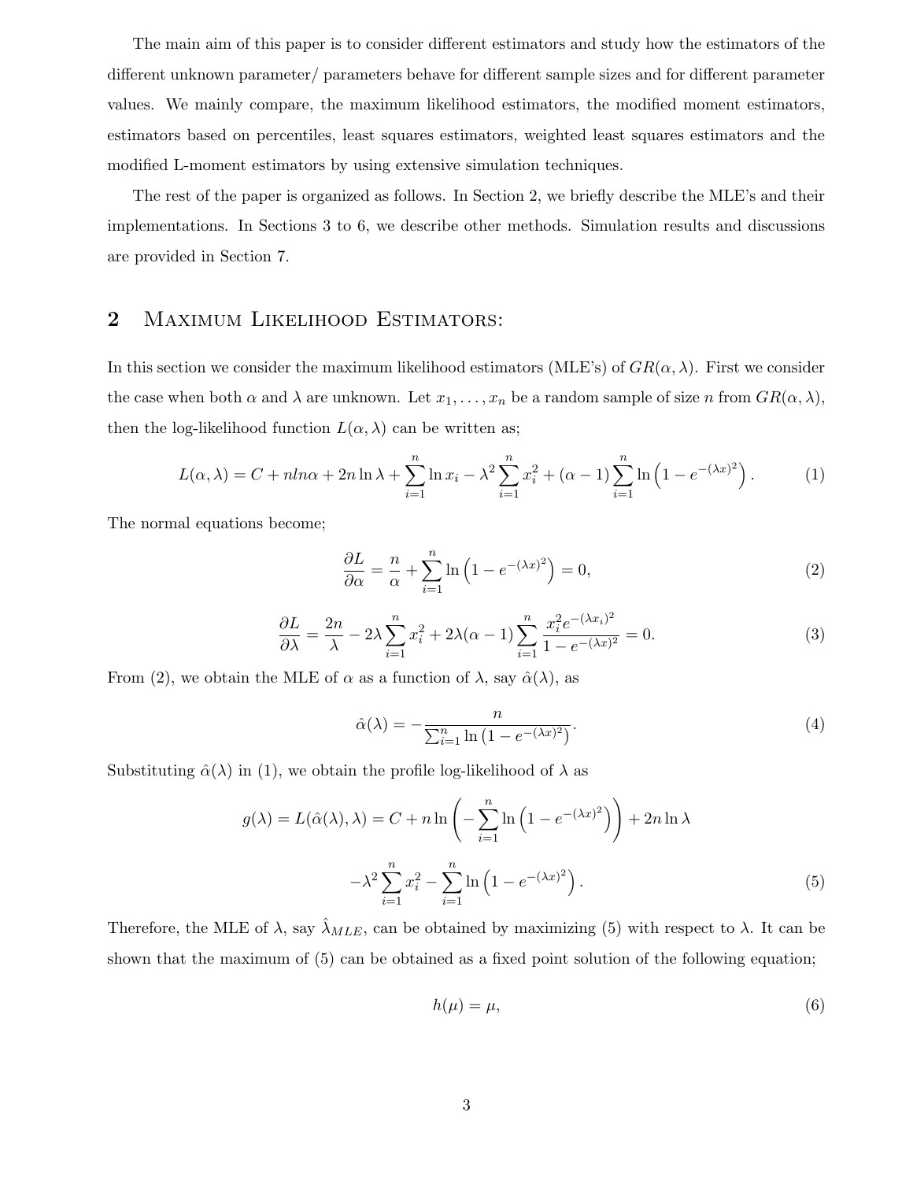The main aim of this paper is to consider different estimators and study how the estimators of the different unknown parameter/ parameters behave for different sample sizes and for different parameter values. We mainly compare, the maximum likelihood estimators, the modified moment estimators, estimators based on percentiles, least squares estimators, weighted least squares estimators and the modified L-moment estimators by using extensive simulation techniques.

The rest of the paper is organized as follows. In Section 2, we briefly describe the MLE's and their implementations. In Sections 3 to 6, we describe other methods. Simulation results and discussions are provided in Section 7.

## 2 Maximum Likelihood Estimators:

In this section we consider the maximum likelihood estimators (MLE's) of $GR(\alpha, \lambda)$. First we consider the case when both $\alpha$ and $\lambda$ are unknown. Let $x_1, \ldots, x_n$ be a random sample of size $n$ from $GR(\alpha, \lambda)$, then the log-likelihood function $L(\alpha, \lambda)$ can be written as;

$$L(\alpha, \lambda) = C + n ln \alpha + 2n \ln \lambda + \sum_{i=1}^{n} \ln x_i - \lambda^2 \sum_{i=1}^{n} x_i^2 + (\alpha - 1) \sum_{i=1}^{n} \ln\left(1 - e^{-(\lambda x)^2}\right). \tag{1}$$

The normal equations become;

$$\frac{\partial L}{\partial \alpha} = \frac{n}{\alpha} + \sum_{i=1}^{n} \ln\left(1 - e^{-(\lambda x)^2}\right) = 0, \tag{2}$$

$$\frac{\partial L}{\partial \lambda} = \frac{2n}{\lambda} - 2\lambda \sum_{i=1}^{n} x_i^2 + 2\lambda(\alpha - 1) \sum_{i=1}^{n} \frac{x_i^2 e^{-(\lambda x_i)^2}}{1 - e^{-(\lambda x)^2}} = 0. \tag{3}$$

From (2), we obtain the MLE of $\alpha$ as a function of $\lambda$, say $\hat{\alpha}(\lambda)$, as

$$\hat{\alpha}(\lambda) = -\frac{n}{\sum_{i=1}^{n} \ln\left(1 - e^{-(\lambda x)^2}\right)}. \tag{4}$$

Substituting $\hat{\alpha}(\lambda)$ in (1), we obtain the profile log-likelihood of $\lambda$ as

$$g(\lambda) = L(\hat{\alpha}(\lambda), \lambda) = C + n \ln\left(-\sum_{i=1}^{n} \ln\left(1 - e^{-(\lambda x)^2}\right)\right) + 2n \ln \lambda$$

$$-\lambda^2 \sum_{i=1}^{n} x_i^2 - \sum_{i=1}^{n} \ln\left(1 - e^{-(\lambda x)^2}\right). \tag{5}$$

Therefore, the MLE of $\lambda$, say $\hat{\lambda}_{MLE}$, can be obtained by maximizing (5) with respect to $\lambda$. It can be shown that the maximum of (5) can be obtained as a fixed point solution of the following equation;

$$h(\mu) = \mu, \tag{6}$$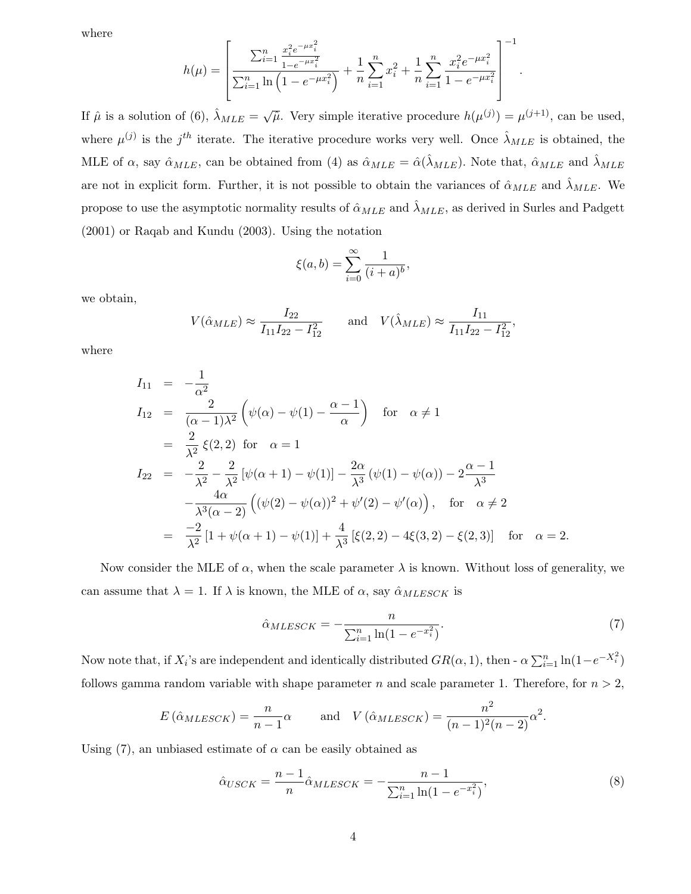where

$$h(\mu) = \left[ \frac{\sum_{i=1}^{n} \frac{x_i^2 e^{-\mu x_i^2}}{1-e^{-\mu x_i^2}}}{\sum_{i=1}^{n} \ln\left(1 - e^{-\mu x_i^2}\right)} + \frac{1}{n}\sum_{i=1}^{n} x_i^2 + \frac{1}{n}\sum_{i=1}^{n} \frac{x_i^2 e^{-\mu x_i^2}}{1 - e^{-\mu x_i^2}} \right]^{-1}.$$

If $\hat{\mu}$ is a solution of (6), $\hat{\lambda}_{MLE} = \sqrt{\hat{\mu}}$. Very simple iterative procedure $h(\mu^{(j)}) = \mu^{(j+1)}$, can be used, where $\mu^{(j)}$ is the $j^{th}$ iterate. The iterative procedure works very well. Once $\hat{\lambda}_{MLE}$ is obtained, the MLE of $\alpha$, say $\hat{\alpha}_{MLE}$, can be obtained from (4) as $\hat{\alpha}_{MLE} = \hat{\alpha}(\hat{\lambda}_{MLE})$. Note that, $\hat{\alpha}_{MLE}$ and $\hat{\lambda}_{MLE}$ are not in explicit form. Further, it is not possible to obtain the variances of $\hat{\alpha}_{MLE}$ and $\hat{\lambda}_{MLE}$. We propose to use the asymptotic normality results of $\hat{\alpha}_{MLE}$ and $\hat{\lambda}_{MLE}$, as derived in Surles and Padgett (2001) or Raqab and Kundu (2003). Using the notation

$$\xi(a, b) = \sum_{i=0}^{\infty} \frac{1}{(i + a)^b},$$

we obtain,

$$V(\hat{\alpha}_{MLE}) \approx \frac{I_{22}}{I_{11}I_{22} - I_{12}^2} \qquad \text{and} \quad V(\hat{\lambda}_{MLE}) \approx \frac{I_{11}}{I_{11}I_{22} - I_{12}^2},$$

where

$$\begin{aligned}
I_{11} &= -\frac{1}{\alpha^2} \\
I_{12} &= \frac{2}{(\alpha-1)\lambda^2}\left(\psi(\alpha) - \psi(1) - \frac{\alpha-1}{\alpha}\right) \quad \text{for} \quad \alpha \neq 1 \\
&= \frac{2}{\lambda^2}\,\xi(2,2) \;\; \text{for} \quad \alpha = 1 \\
I_{22} &= -\frac{2}{\lambda^2} - \frac{2}{\lambda^2}\left[\psi(\alpha+1) - \psi(1)\right] - \frac{2\alpha}{\lambda^3}\left(\psi(1) - \psi(\alpha)\right) - 2\frac{\alpha-1}{\lambda^3} \\
&\quad - \frac{4\alpha}{\lambda^3(\alpha-2)}\left((\psi(2) - \psi(\alpha))^2 + \psi'(2) - \psi'(\alpha)\right), \quad \text{for} \quad \alpha \neq 2 \\
&= \frac{-2}{\lambda^2}\left[1 + \psi(\alpha+1) - \psi(1)\right] + \frac{4}{\lambda^3}\left[\xi(2,2) - 4\xi(3,2) - \xi(2,3)\right] \quad \text{for} \quad \alpha = 2.
\end{aligned}$$

Now consider the MLE of $\alpha$, when the scale parameter $\lambda$ is known. Without loss of generality, we can assume that $\lambda = 1$. If $\lambda$ is known, the MLE of $\alpha$, say $\hat{\alpha}_{MLESCK}$ is

$$\hat{\alpha}_{MLESCK} = -\frac{n}{\sum_{i=1}^{n} \ln(1 - e^{-x_i^2})}. \tag{7}$$

Now note that, if $X_i$'s are independent and identically distributed $GR(\alpha, 1)$, then - $\alpha \sum_{i=1}^{n} \ln(1 - e^{-X_i^2})$ follows gamma random variable with shape parameter $n$ and scale parameter 1. Therefore, for $n > 2$,

$$E\left(\hat{\alpha}_{MLESCK}\right) = \frac{n}{n-1}\alpha \qquad \text{and} \quad V\left(\hat{\alpha}_{MLESCK}\right) = \frac{n^2}{(n-1)^2(n-2)}\alpha^2.$$

Using (7), an unbiased estimate of $\alpha$ can be easily obtained as

$$\hat{\alpha}_{USCK} = \frac{n-1}{n}\hat{\alpha}_{MLESCK} = -\frac{n-1}{\sum_{i=1}^{n} \ln(1 - e^{-x_i^2})}, \tag{8}$$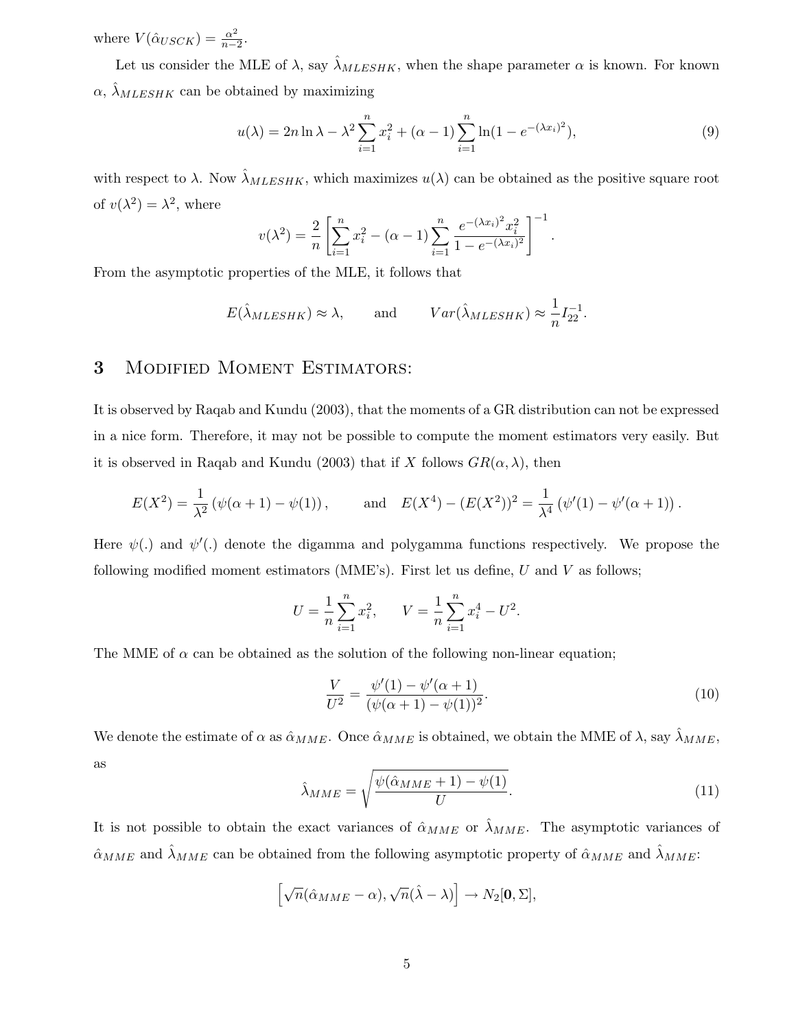where $V(\hat{\alpha}_{USCK}) = \frac{\alpha^2}{n-2}$.

Let us consider the MLE of $\lambda$, say $\hat{\lambda}_{MLESHK}$, when the shape parameter $\alpha$ is known. For known $\alpha$, $\hat{\lambda}_{MLESHK}$ can be obtained by maximizing

$$u(\lambda) = 2n \ln \lambda - \lambda^2 \sum_{i=1}^{n} x_i^2 + (\alpha - 1) \sum_{i=1}^{n} \ln(1 - e^{-(\lambda x_i)^2}), \tag{9}$$

with respect to $\lambda$. Now $\hat{\lambda}_{MLESHK}$, which maximizes $u(\lambda)$ can be obtained as the positive square root of $v(\lambda^2) = \lambda^2$, where

$$v(\lambda^2) = \frac{2}{n} \left[ \sum_{i=1}^{n} x_i^2 - (\alpha - 1) \sum_{i=1}^{n} \frac{e^{-(\lambda x_i)^2} x_i^2}{1 - e^{-(\lambda x_i)^2}} \right]^{-1}.$$

From the asymptotic properties of the MLE, it follows that

$$E(\hat{\lambda}_{MLESHK}) \approx \lambda, \qquad \text{and} \qquad Var(\hat{\lambda}_{MLESHK}) \approx \frac{1}{n} I_{22}^{-1}.$$

# 3 Modified Moment Estimators:

It is observed by Raqab and Kundu (2003), that the moments of a GR distribution can not be expressed in a nice form. Therefore, it may not be possible to compute the moment estimators very easily. But it is observed in Raqab and Kundu (2003) that if $X$ follows $GR(\alpha, \lambda)$, then

$$E(X^2) = \frac{1}{\lambda^2} \left( \psi(\alpha + 1) - \psi(1) \right), \qquad \text{and} \quad E(X^4) - (E(X^2))^2 = \frac{1}{\lambda^4} \left( \psi'(1) - \psi'(\alpha + 1) \right).$$

Here $\psi(.)$ and $\psi'(.)$ denote the digamma and polygamma functions respectively. We propose the following modified moment estimators (MME's). First let us define, $U$ and $V$ as follows;

$$U = \frac{1}{n} \sum_{i=1}^{n} x_i^2, \qquad V = \frac{1}{n} \sum_{i=1}^{n} x_i^4 - U^2.$$

The MME of $\alpha$ can be obtained as the solution of the following non-linear equation;

$$\frac{V}{U^2} = \frac{\psi'(1) - \psi'(\alpha + 1)}{(\psi(\alpha + 1) - \psi(1))^2}. \tag{10}$$

We denote the estimate of $\alpha$ as $\hat{\alpha}_{MME}$. Once $\hat{\alpha}_{MME}$ is obtained, we obtain the MME of $\lambda$, say $\hat{\lambda}_{MME}$, as

$$\hat{\lambda}_{MME} = \sqrt{\frac{\psi(\hat{\alpha}_{MME} + 1) - \psi(1)}{U}}. \tag{11}$$

It is not possible to obtain the exact variances of $\hat{\alpha}_{MME}$ or $\hat{\lambda}_{MME}$. The asymptotic variances of $\hat{\alpha}_{MME}$ and $\hat{\lambda}_{MME}$ can be obtained from the following asymptotic property of $\hat{\alpha}_{MME}$ and $\hat{\lambda}_{MME}$:

$$\left[ \sqrt{n}(\hat{\alpha}_{MME} - \alpha), \sqrt{n}(\hat{\lambda} - \lambda) \right] \rightarrow N_2[\mathbf{0}, \Sigma],$$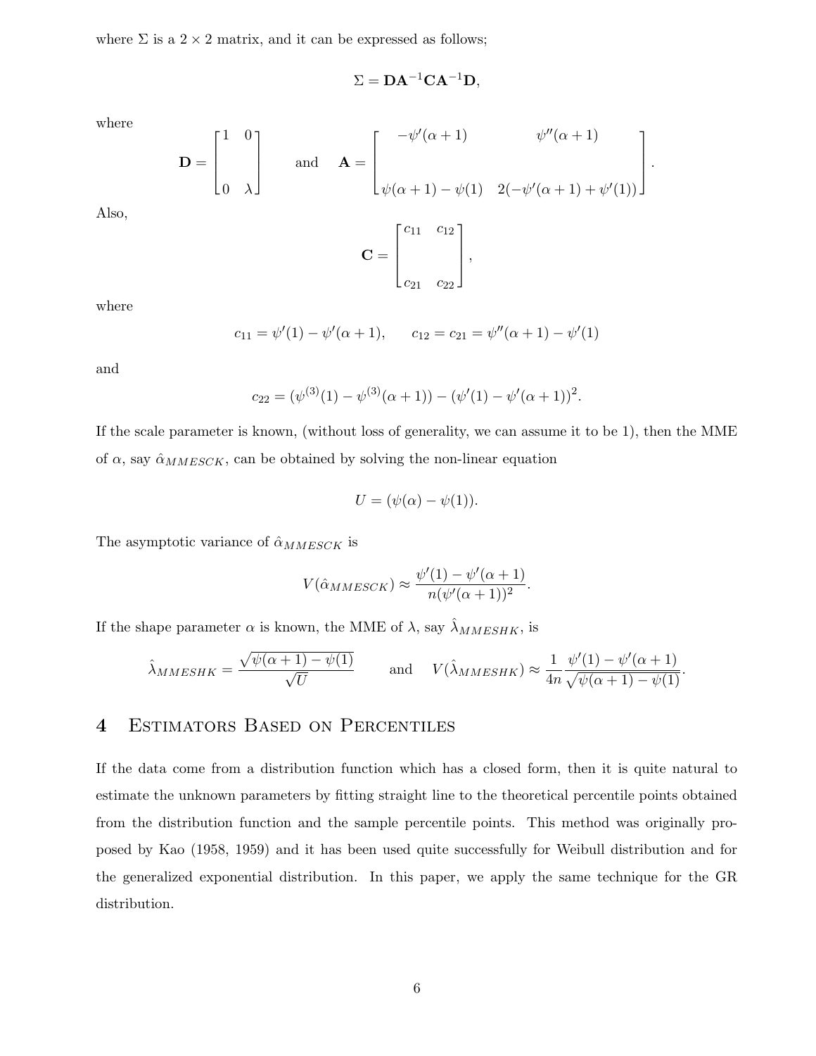where $\Sigma$ is a $2 \times 2$ matrix, and it can be expressed as follows;

$$\Sigma = \mathbf{D}\mathbf{A}^{-1}\mathbf{C}\mathbf{A}^{-1}\mathbf{D},$$

where

$$\mathbf{D} = \begin{bmatrix} 1 & 0 \\ \\ 0 & \lambda \end{bmatrix} \qquad \text{and} \qquad \mathbf{A} = \begin{bmatrix} -\psi'(\alpha+1) & \psi''(\alpha+1) \\ \\ \psi(\alpha+1) - \psi(1) & 2(-\psi'(\alpha+1) + \psi'(1)) \end{bmatrix}.$$

Also,

$$\mathbf{C} = \begin{bmatrix} c_{11} & c_{12} \\ \\ c_{21} & c_{22} \end{bmatrix},$$

where

$$c_{11} = \psi'(1) - \psi'(\alpha+1), \qquad c_{12} = c_{21} = \psi''(\alpha+1) - \psi'(1)$$

and

$$c_{22} = (\psi^{(3)}(1) - \psi^{(3)}(\alpha+1)) - (\psi'(1) - \psi'(\alpha+1))^2.$$

If the scale parameter is known, (without loss of generality, we can assume it to be 1), then the MME of $\alpha$, say $\hat{\alpha}_{MMESCK}$, can be obtained by solving the non-linear equation

$$U = (\psi(\alpha) - \psi(1)).$$

The asymptotic variance of $\hat{\alpha}_{MMESCK}$ is

$$V(\hat{\alpha}_{MMESCK}) \approx \frac{\psi'(1) - \psi'(\alpha+1)}{n(\psi'(\alpha+1))^2}.$$

If the shape parameter $\alpha$ is known, the MME of $\lambda$, say $\hat{\lambda}_{MMESHK}$, is

$$\hat{\lambda}_{MMESHK} = \frac{\sqrt{\psi(\alpha+1) - \psi(1)}}{\sqrt{U}} \qquad \text{and} \qquad V(\hat{\lambda}_{MMESHK}) \approx \frac{1}{4n} \frac{\psi'(1) - \psi'(\alpha+1)}{\sqrt{\psi(\alpha+1) - \psi(1)}}.$$

# 4 Estimators Based on Percentiles

If the data come from a distribution function which has a closed form, then it is quite natural to estimate the unknown parameters by fitting straight line to the theoretical percentile points obtained from the distribution function and the sample percentile points. This method was originally proposed by Kao (1958, 1959) and it has been used quite successfully for Weibull distribution and for the generalized exponential distribution. In this paper, we apply the same technique for the GR distribution.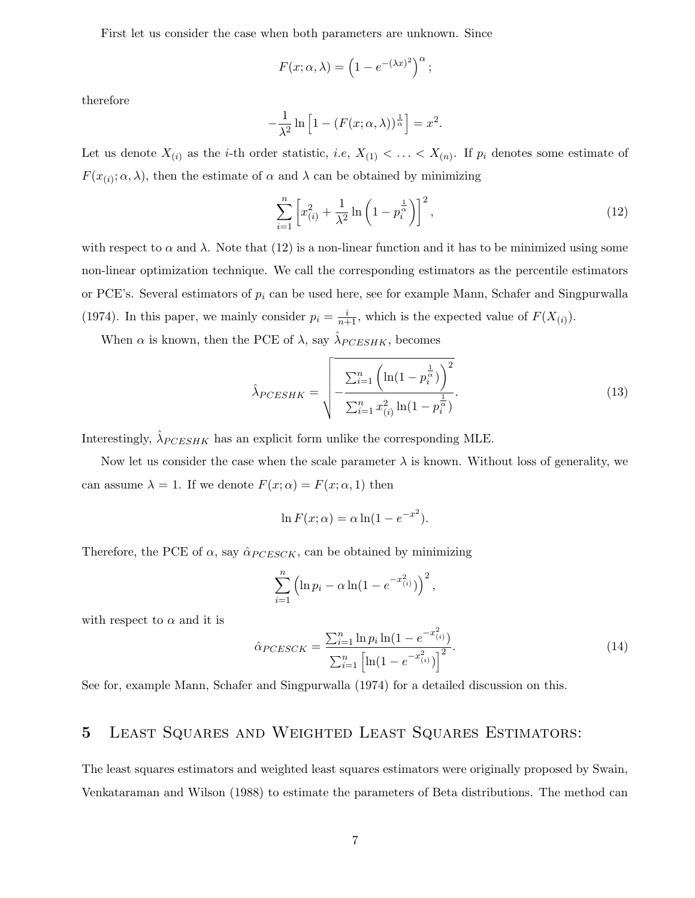First let us consider the case when both parameters are unknown. Since

$$F(x;\alpha,\lambda) = \left(1 - e^{-(\lambda x)^2}\right)^{\alpha};$$

therefore

$$-\frac{1}{\lambda^2}\ln\left[1 - (F(x;\alpha,\lambda))^{\frac{1}{\alpha}}\right] = x^2.$$

Let us denote $X_{(i)}$ as the $i$-th order statistic, *i.e*, $X_{(1)} < \ldots < X_{(n)}$. If $p_i$ denotes some estimate of $F(x_{(i)};\alpha,\lambda)$, then the estimate of $\alpha$ and $\lambda$ can be obtained by minimizing

$$\sum_{i=1}^{n}\left[x_{(i)}^2 + \frac{1}{\lambda^2}\ln\left(1 - p_i^{\frac{1}{\alpha}}\right)\right]^2, \tag{12}$$

with respect to $\alpha$ and $\lambda$. Note that (12) is a non-linear function and it has to be minimized using some non-linear optimization technique. We call the corresponding estimators as the percentile estimators or PCE's. Several estimators of $p_i$ can be used here, see for example Mann, Schafer and Singpurwalla (1974). In this paper, we mainly consider $p_i = \frac{i}{n+1}$, which is the expected value of $F(X_{(i)})$.

When $\alpha$ is known, then the PCE of $\lambda$, say $\hat{\lambda}_{PCESHK}$, becomes

$$\hat{\lambda}_{PCESHK} = \sqrt{-\frac{\sum_{i=1}^{n}\left(\ln(1 - p_i^{\frac{1}{\alpha}})\right)^2}{\sum_{i=1}^{n} x_{(i)}^2\ln(1 - p_i^{\frac{1}{\alpha}})}}. \tag{13}$$

Interestingly, $\hat{\lambda}_{PCESHK}$ has an explicit form unlike the corresponding MLE.

Now let us consider the case when the scale parameter $\lambda$ is known. Without loss of generality, we can assume $\lambda = 1$. If we denote $F(x;\alpha) = F(x;\alpha,1)$ then

$$\ln F(x;\alpha) = \alpha\ln(1 - e^{-x^2}).$$

Therefore, the PCE of $\alpha$, say $\hat{\alpha}_{PCESCK}$, can be obtained by minimizing

$$\sum_{i=1}^{n}\left(\ln p_i - \alpha\ln(1 - e^{-x_{(i)}^2})\right)^2,$$

with respect to $\alpha$ and it is

$$\hat{\alpha}_{PCESCK} = \frac{\sum_{i=1}^{n}\ln p_i\ln(1 - e^{-x_{(i)}^2})}{\sum_{i=1}^{n}\left[\ln(1 - e^{-x_{(i)}^2})\right]^2}. \tag{14}$$

See for, example Mann, Schafer and Singpurwalla (1974) for a detailed discussion on this.

## 5 Least Squares and Weighted Least Squares Estimators:

The least squares estimators and weighted least squares estimators were originally proposed by Swain, Venkataraman and Wilson (1988) to estimate the parameters of Beta distributions. The method can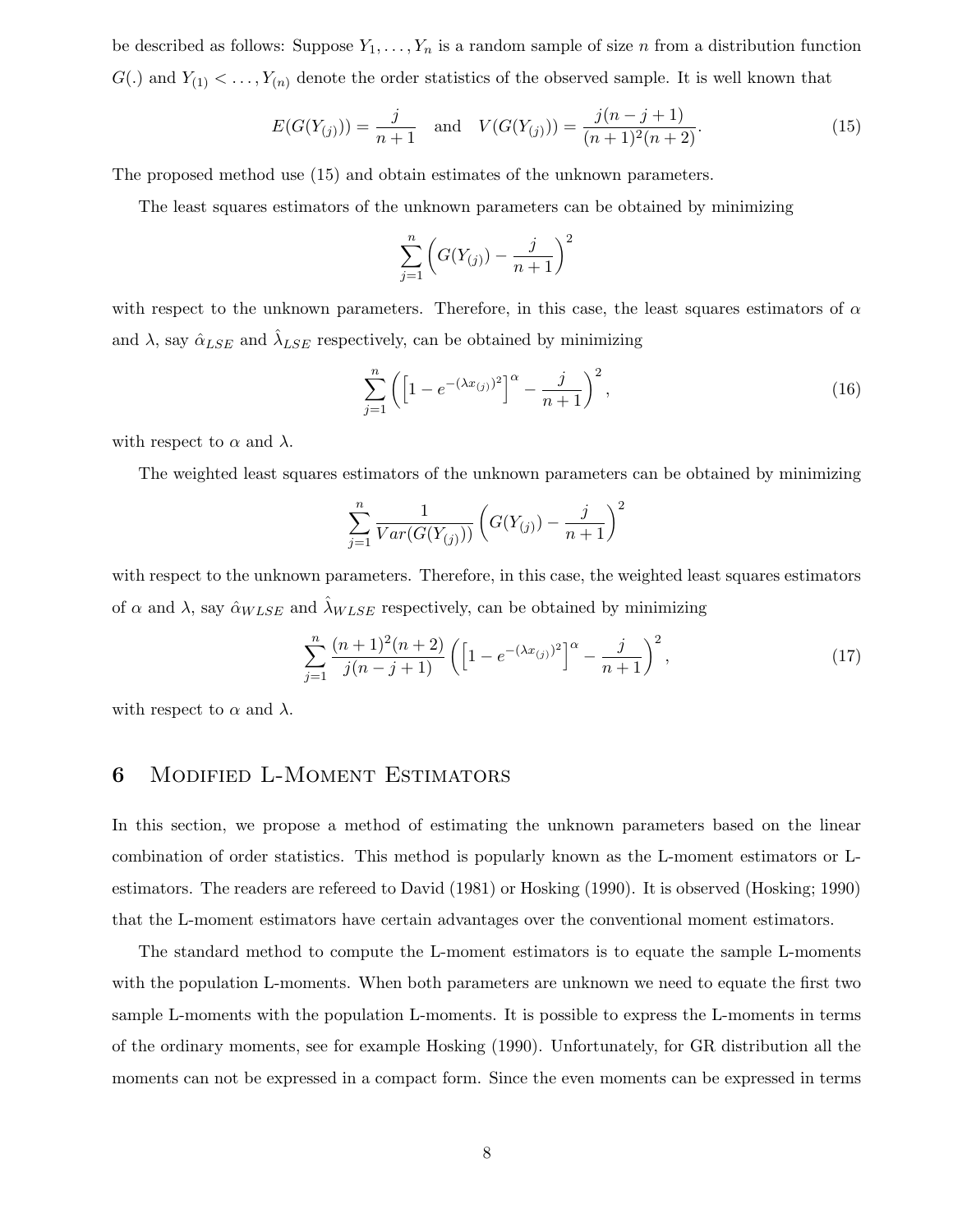be described as follows: Suppose $Y_1, \ldots, Y_n$ is a random sample of size $n$ from a distribution function $G(.)$ and $Y_{(1)} < \ldots, Y_{(n)}$ denote the order statistics of the observed sample. It is well known that

$$E(G(Y_{(j)})) = \frac{j}{n+1} \quad \text{and} \quad V(G(Y_{(j)})) = \frac{j(n-j+1)}{(n+1)^2(n+2)}. \tag{15}$$

The proposed method use (15) and obtain estimates of the unknown parameters.

The least squares estimators of the unknown parameters can be obtained by minimizing

$$\sum_{j=1}^{n} \left( G(Y_{(j)}) - \frac{j}{n+1} \right)^2$$

with respect to the unknown parameters. Therefore, in this case, the least squares estimators of $\alpha$ and $\lambda$, say $\hat{\alpha}_{LSE}$ and $\hat{\lambda}_{LSE}$ respectively, can be obtained by minimizing

$$\sum_{j=1}^{n} \left( \left[ 1 - e^{-(\lambda x_{(j)})^2} \right]^{\alpha} - \frac{j}{n+1} \right)^2, \tag{16}$$

with respect to $\alpha$ and $\lambda$.

The weighted least squares estimators of the unknown parameters can be obtained by minimizing

$$\sum_{j=1}^{n} \frac{1}{Var(G(Y_{(j)}))} \left( G(Y_{(j)}) - \frac{j}{n+1} \right)^2$$

with respect to the unknown parameters. Therefore, in this case, the weighted least squares estimators of $\alpha$ and $\lambda$, say $\hat{\alpha}_{WLSE}$ and $\hat{\lambda}_{WLSE}$ respectively, can be obtained by minimizing

$$\sum_{j=1}^{n} \frac{(n+1)^2(n+2)}{j(n-j+1)} \left( \left[ 1 - e^{-(\lambda x_{(j)})^2} \right]^{\alpha} - \frac{j}{n+1} \right)^2, \tag{17}$$

with respect to $\alpha$ and $\lambda$.

## 6 Modified L-Moment Estimators

In this section, we propose a method of estimating the unknown parameters based on the linear combination of order statistics. This method is popularly known as the L-moment estimators or L-estimators. The readers are refereed to David (1981) or Hosking (1990). It is observed (Hosking; 1990) that the L-moment estimators have certain advantages over the conventional moment estimators.

The standard method to compute the L-moment estimators is to equate the sample L-moments with the population L-moments. When both parameters are unknown we need to equate the first two sample L-moments with the population L-moments. It is possible to express the L-moments in terms of the ordinary moments, see for example Hosking (1990). Unfortunately, for GR distribution all the moments can not be expressed in a compact form. Since the even moments can be expressed in terms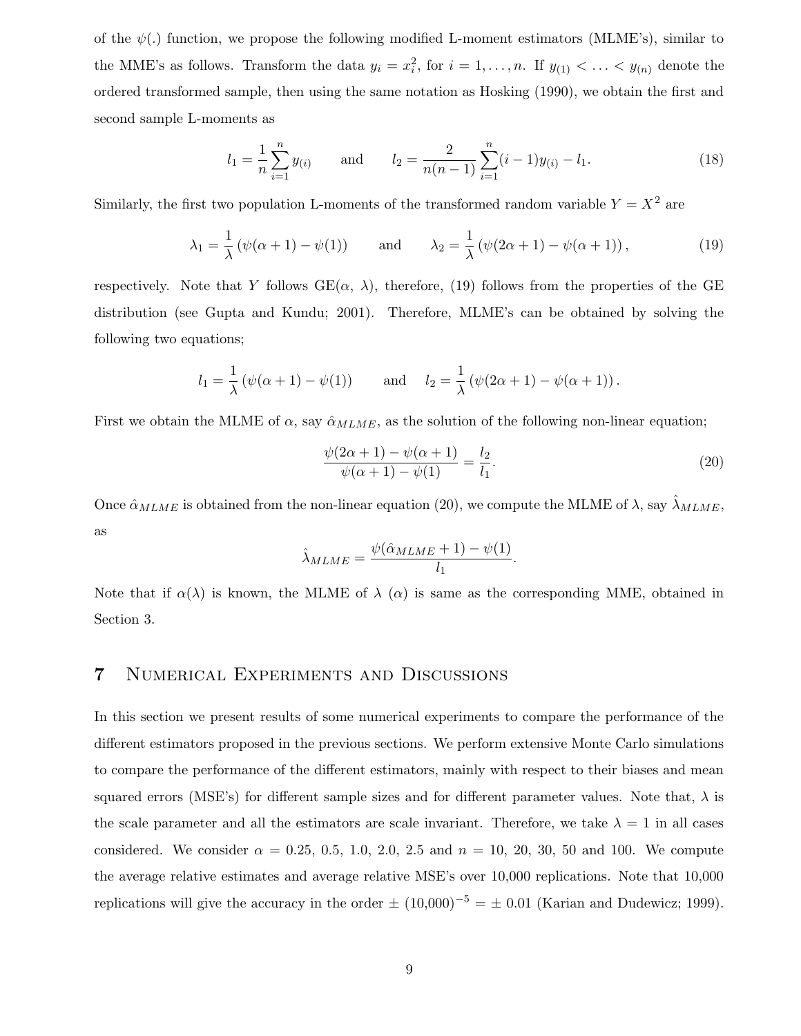of the $\psi(.)$ function, we propose the following modified L-moment estimators (MLME's), similar to the MME's as follows. Transform the data $y_i = x_i^2$, for $i = 1, \ldots, n$. If $y_{(1)} < \ldots < y_{(n)}$ denote the ordered transformed sample, then using the same notation as Hosking (1990), we obtain the first and second sample L-moments as

$$l_1 = \frac{1}{n}\sum_{i=1}^{n} y_{(i)} \qquad \text{and} \qquad l_2 = \frac{2}{n(n-1)}\sum_{i=1}^{n}(i-1)y_{(i)} - l_1. \tag{18}$$

Similarly, the first two population L-moments of the transformed random variable $Y = X^2$ are

$$\lambda_1 = \frac{1}{\lambda}\left(\psi(\alpha+1) - \psi(1)\right) \qquad \text{and} \qquad \lambda_2 = \frac{1}{\lambda}\left(\psi(2\alpha+1) - \psi(\alpha+1)\right), \tag{19}$$

respectively. Note that $Y$ follows GE($\alpha$, $\lambda$), therefore, (19) follows from the properties of the GE distribution (see Gupta and Kundu; 2001). Therefore, MLME's can be obtained by solving the following two equations;

$$l_1 = \frac{1}{\lambda}\left(\psi(\alpha+1) - \psi(1)\right) \qquad \text{and} \qquad l_2 = \frac{1}{\lambda}\left(\psi(2\alpha+1) - \psi(\alpha+1)\right).$$

First we obtain the MLME of $\alpha$, say $\hat{\alpha}_{MLME}$, as the solution of the following non-linear equation;

$$\frac{\psi(2\alpha+1) - \psi(\alpha+1)}{\psi(\alpha+1) - \psi(1)} = \frac{l_2}{l_1}. \tag{20}$$

Once $\hat{\alpha}_{MLME}$ is obtained from the non-linear equation (20), we compute the MLME of $\lambda$, say $\hat{\lambda}_{MLME}$, as

$$\hat{\lambda}_{MLME} = \frac{\psi(\hat{\alpha}_{MLME}+1) - \psi(1)}{l_1}.$$

Note that if $\alpha(\lambda)$ is known, the MLME of $\lambda$ ($\alpha$) is same as the corresponding MME, obtained in Section 3.

# 7 Numerical Experiments and Discussions

In this section we present results of some numerical experiments to compare the performance of the different estimators proposed in the previous sections. We perform extensive Monte Carlo simulations to compare the performance of the different estimators, mainly with respect to their biases and mean squared errors (MSE's) for different sample sizes and for different parameter values. Note that, $\lambda$ is the scale parameter and all the estimators are scale invariant. Therefore, we take $\lambda = 1$ in all cases considered. We consider $\alpha$ = 0.25, 0.5, 1.0, 2.0, 2.5 and $n$ = 10, 20, 30, 50 and 100. We compute the average relative estimates and average relative MSE's over 10,000 replications. Note that 10,000 replications will give the accuracy in the order $\pm$ $(10{,}000)^{-5}$ = $\pm$ 0.01 (Karian and Dudewicz; 1999).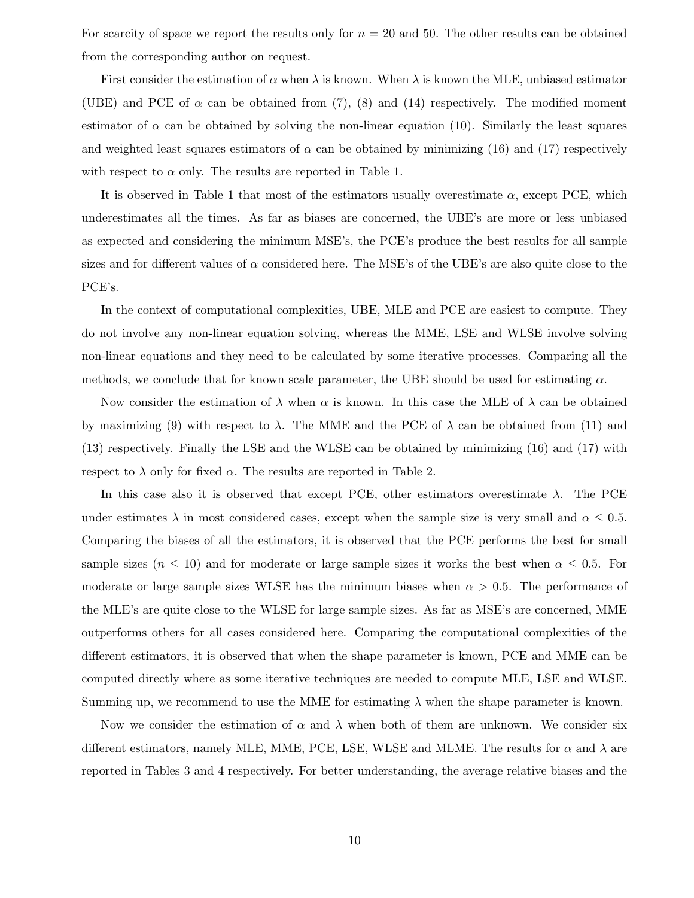For scarcity of space we report the results only for $n = 20$ and 50. The other results can be obtained from the corresponding author on request.

First consider the estimation of $\alpha$ when $\lambda$ is known. When $\lambda$ is known the MLE, unbiased estimator (UBE) and PCE of $\alpha$ can be obtained from (7), (8) and (14) respectively. The modified moment estimator of $\alpha$ can be obtained by solving the non-linear equation (10). Similarly the least squares and weighted least squares estimators of $\alpha$ can be obtained by minimizing (16) and (17) respectively with respect to $\alpha$ only. The results are reported in Table 1.

It is observed in Table 1 that most of the estimators usually overestimate $\alpha$, except PCE, which underestimates all the times. As far as biases are concerned, the UBE's are more or less unbiased as expected and considering the minimum MSE's, the PCE's produce the best results for all sample sizes and for different values of $\alpha$ considered here. The MSE's of the UBE's are also quite close to the PCE's.

In the context of computational complexities, UBE, MLE and PCE are easiest to compute. They do not involve any non-linear equation solving, whereas the MME, LSE and WLSE involve solving non-linear equations and they need to be calculated by some iterative processes. Comparing all the methods, we conclude that for known scale parameter, the UBE should be used for estimating $\alpha$.

Now consider the estimation of $\lambda$ when $\alpha$ is known. In this case the MLE of $\lambda$ can be obtained by maximizing (9) with respect to $\lambda$. The MME and the PCE of $\lambda$ can be obtained from (11) and (13) respectively. Finally the LSE and the WLSE can be obtained by minimizing (16) and (17) with respect to $\lambda$ only for fixed $\alpha$. The results are reported in Table 2.

In this case also it is observed that except PCE, other estimators overestimate $\lambda$. The PCE under estimates $\lambda$ in most considered cases, except when the sample size is very small and $\alpha \leq 0.5$. Comparing the biases of all the estimators, it is observed that the PCE performs the best for small sample sizes ($n \leq 10$) and for moderate or large sample sizes it works the best when $\alpha \leq 0.5$. For moderate or large sample sizes WLSE has the minimum biases when $\alpha > 0.5$. The performance of the MLE's are quite close to the WLSE for large sample sizes. As far as MSE's are concerned, MME outperforms others for all cases considered here. Comparing the computational complexities of the different estimators, it is observed that when the shape parameter is known, PCE and MME can be computed directly where as some iterative techniques are needed to compute MLE, LSE and WLSE. Summing up, we recommend to use the MME for estimating $\lambda$ when the shape parameter is known.

Now we consider the estimation of $\alpha$ and $\lambda$ when both of them are unknown. We consider six different estimators, namely MLE, MME, PCE, LSE, WLSE and MLME. The results for $\alpha$ and $\lambda$ are reported in Tables 3 and 4 respectively. For better understanding, the average relative biases and the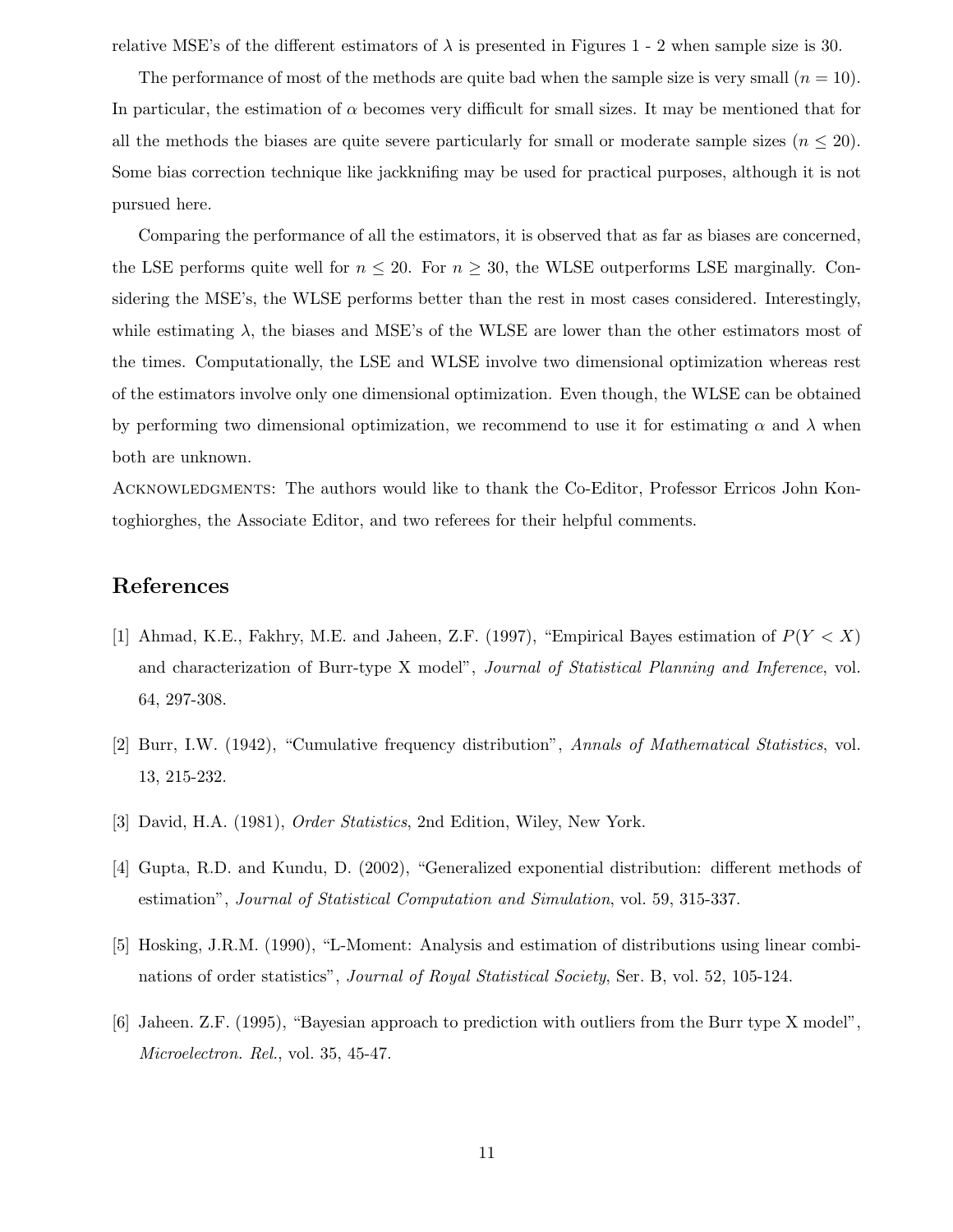relative MSE's of the different estimators of $\lambda$ is presented in Figures 1 - 2 when sample size is 30.

The performance of most of the methods are quite bad when the sample size is very small ($n = 10$). In particular, the estimation of $\alpha$ becomes very difficult for small sizes. It may be mentioned that for all the methods the biases are quite severe particularly for small or moderate sample sizes ($n \leq 20$). Some bias correction technique like jackknifing may be used for practical purposes, although it is not pursued here.

Comparing the performance of all the estimators, it is observed that as far as biases are concerned, the LSE performs quite well for $n \leq 20$. For $n \geq 30$, the WLSE outperforms LSE marginally. Considering the MSE's, the WLSE performs better than the rest in most cases considered. Interestingly, while estimating $\lambda$, the biases and MSE's of the WLSE are lower than the other estimators most of the times. Computationally, the LSE and WLSE involve two dimensional optimization whereas rest of the estimators involve only one dimensional optimization. Even though, the WLSE can be obtained by performing two dimensional optimization, we recommend to use it for estimating $\alpha$ and $\lambda$ when both are unknown.

Acknowledgments: The authors would like to thank the Co-Editor, Professor Erricos John Kontoghiorghes, the Associate Editor, and two referees for their helpful comments.

## References

[1] Ahmad, K.E., Fakhry, M.E. and Jaheen, Z.F. (1997), "Empirical Bayes estimation of $P(Y < X)$ and characterization of Burr-type X model", *Journal of Statistical Planning and Inference*, vol. 64, 297-308.

[2] Burr, I.W. (1942), "Cumulative frequency distribution", *Annals of Mathematical Statistics*, vol. 13, 215-232.

[3] David, H.A. (1981), *Order Statistics*, 2nd Edition, Wiley, New York.

[4] Gupta, R.D. and Kundu, D. (2002), "Generalized exponential distribution: different methods of estimation", *Journal of Statistical Computation and Simulation*, vol. 59, 315-337.

[5] Hosking, J.R.M. (1990), "L-Moment: Analysis and estimation of distributions using linear combinations of order statistics", *Journal of Royal Statistical Society*, Ser. B, vol. 52, 105-124.

[6] Jaheen. Z.F. (1995), "Bayesian approach to prediction with outliers from the Burr type X model", *Microelectron. Rel.*, vol. 35, 45-47.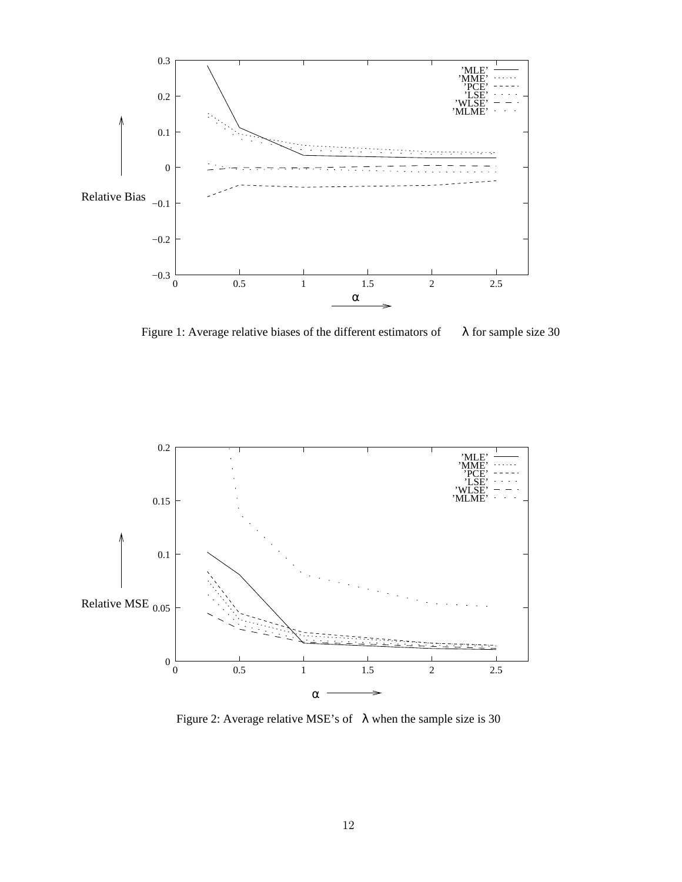Figure 1: Average relative biases of the different estimators of $\lambda$ for sample size 30

Figure 2: Average relative MSE's of $\lambda$ when the sample size is 30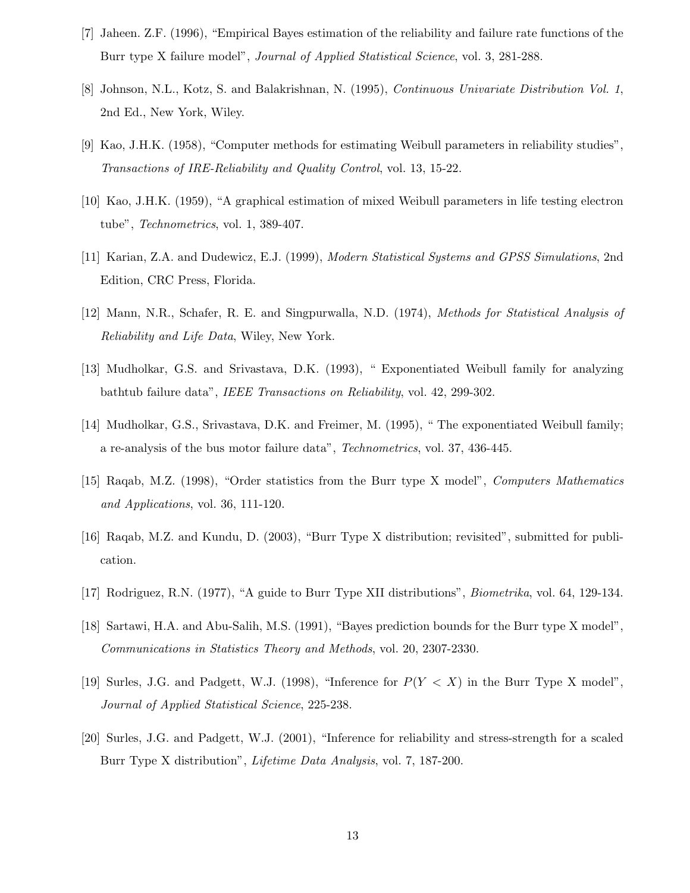[7] Jaheen. Z.F. (1996), "Empirical Bayes estimation of the reliability and failure rate functions of the Burr type X failure model", *Journal of Applied Statistical Science*, vol. 3, 281-288.

[8] Johnson, N.L., Kotz, S. and Balakrishnan, N. (1995), *Continuous Univariate Distribution Vol. 1*, 2nd Ed., New York, Wiley.

[9] Kao, J.H.K. (1958), "Computer methods for estimating Weibull parameters in reliability studies", *Transactions of IRE-Reliability and Quality Control*, vol. 13, 15-22.

[10] Kao, J.H.K. (1959), "A graphical estimation of mixed Weibull parameters in life testing electron tube", *Technometrics*, vol. 1, 389-407.

[11] Karian, Z.A. and Dudewicz, E.J. (1999), *Modern Statistical Systems and GPSS Simulations*, 2nd Edition, CRC Press, Florida.

[12] Mann, N.R., Schafer, R. E. and Singpurwalla, N.D. (1974), *Methods for Statistical Analysis of Reliability and Life Data*, Wiley, New York.

[13] Mudholkar, G.S. and Srivastava, D.K. (1993), " Exponentiated Weibull family for analyzing bathtub failure data", *IEEE Transactions on Reliability*, vol. 42, 299-302.

[14] Mudholkar, G.S., Srivastava, D.K. and Freimer, M. (1995), " The exponentiated Weibull family; a re-analysis of the bus motor failure data", *Technometrics*, vol. 37, 436-445.

[15] Raqab, M.Z. (1998), "Order statistics from the Burr type X model", *Computers Mathematics and Applications*, vol. 36, 111-120.

[16] Raqab, M.Z. and Kundu, D. (2003), "Burr Type X distribution; revisited", submitted for publication.

[17] Rodriguez, R.N. (1977), "A guide to Burr Type XII distributions", *Biometrika*, vol. 64, 129-134.

[18] Sartawi, H.A. and Abu-Salih, M.S. (1991), "Bayes prediction bounds for the Burr type X model", *Communications in Statistics Theory and Methods*, vol. 20, 2307-2330.

[19] Surles, J.G. and Padgett, W.J. (1998), "Inference for $P(Y < X)$ in the Burr Type X model", *Journal of Applied Statistical Science*, 225-238.

[20] Surles, J.G. and Padgett, W.J. (2001), "Inference for reliability and stress-strength for a scaled Burr Type X distribution", *Lifetime Data Analysis*, vol. 7, 187-200.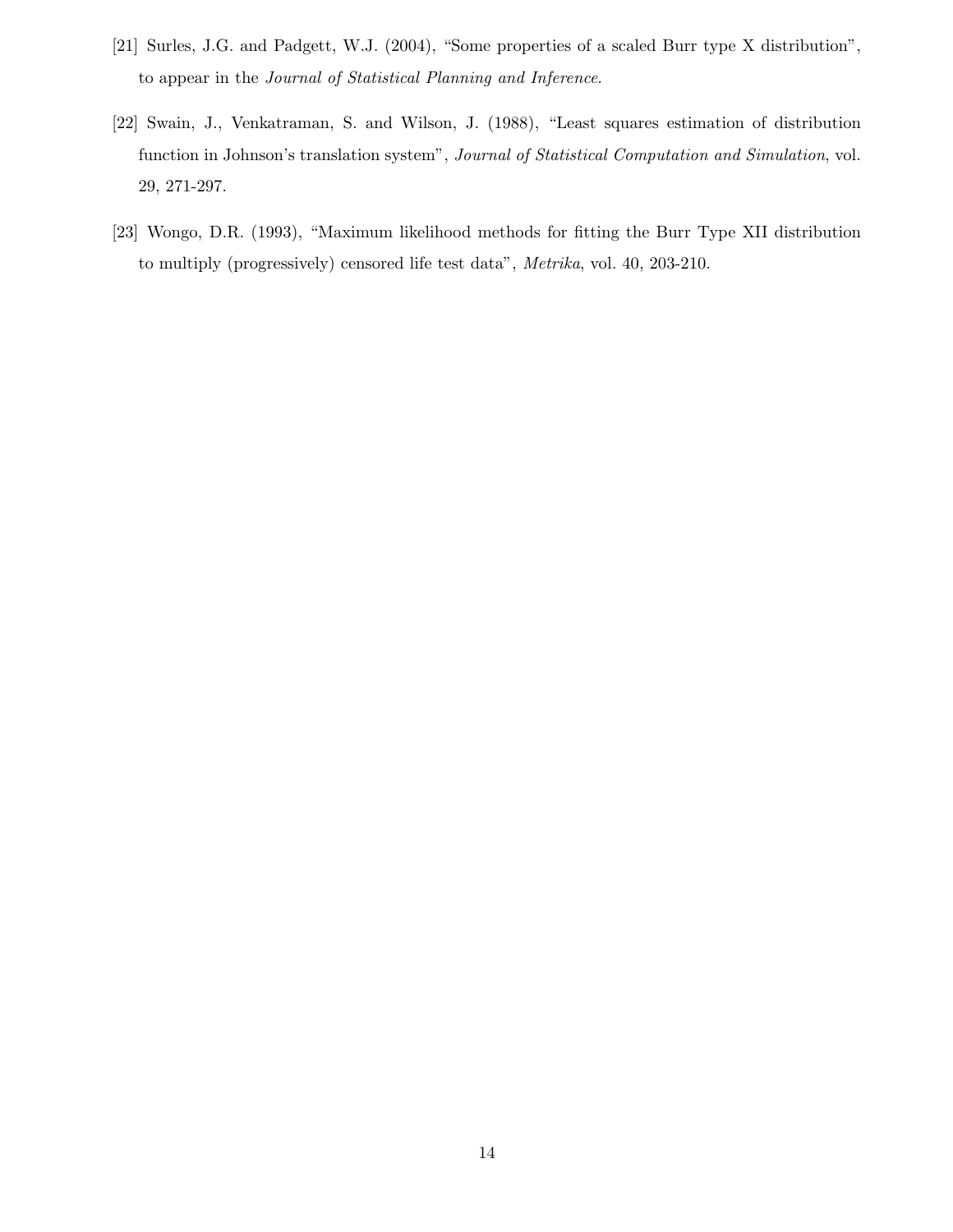[21] Surles, J.G. and Padgett, W.J. (2004), "Some properties of a scaled Burr type X distribution", to appear in the *Journal of Statistical Planning and Inference*.

[22] Swain, J., Venkatraman, S. and Wilson, J. (1988), "Least squares estimation of distribution function in Johnson's translation system", *Journal of Statistical Computation and Simulation*, vol. 29, 271-297.

[23] Wongo, D.R. (1993), "Maximum likelihood methods for fitting the Burr Type XII distribution to multiply (progressively) censored life test data", *Metrika*, vol. 40, 203-210.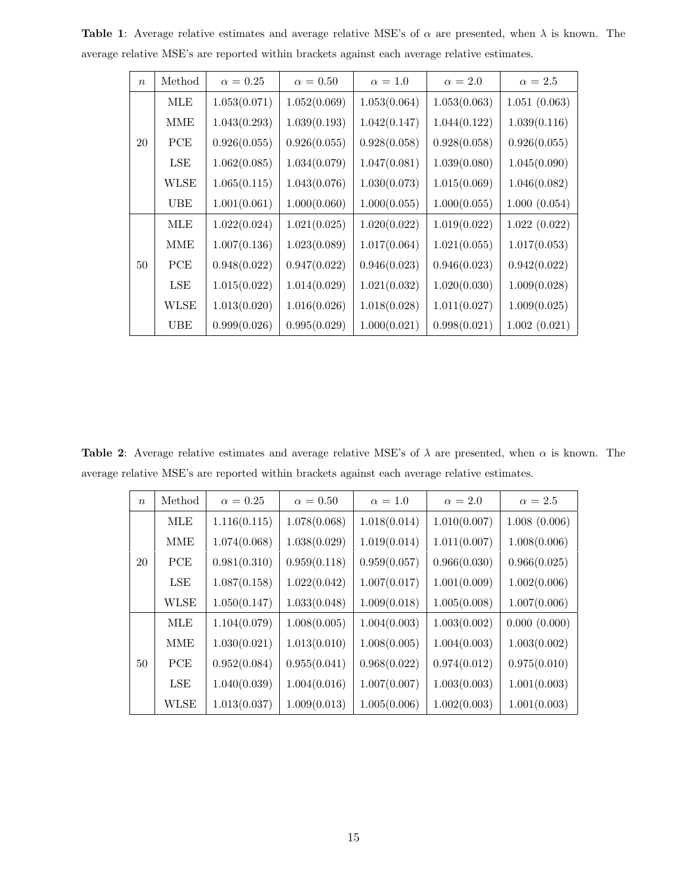**Table 1**: Average relative estimates and average relative MSE's of $\alpha$ are presented, when $\lambda$ is known. The average relative MSE's are reported within brackets against each average relative estimates.

| $n$ | Method | $\alpha = 0.25$ | $\alpha = 0.50$ | $\alpha = 1.0$ | $\alpha = 2.0$ | $\alpha = 2.5$ |
|---|---|---|---|---|---|---|
| 20 | MLE | 1.053(0.071) | 1.052(0.069) | 1.053(0.064) | 1.053(0.063) | 1.051 (0.063) |
| | MME | 1.043(0.293) | 1.039(0.193) | 1.042(0.147) | 1.044(0.122) | 1.039(0.116) |
| | PCE | 0.926(0.055) | 0.926(0.055) | 0.928(0.058) | 0.928(0.058) | 0.926(0.055) |
| | LSE | 1.062(0.085) | 1.034(0.079) | 1.047(0.081) | 1.039(0.080) | 1.045(0.090) |
| | WLSE | 1.065(0.115) | 1.043(0.076) | 1.030(0.073) | 1.015(0.069) | 1.046(0.082) |
| | UBE | 1.001(0.061) | 1.000(0.060) | 1.000(0.055) | 1.000(0.055) | 1.000 (0.054) |
| 50 | MLE | 1.022(0.024) | 1.021(0.025) | 1.020(0.022) | 1.019(0.022) | 1.022 (0.022) |
| | MME | 1.007(0.136) | 1.023(0.089) | 1.017(0.064) | 1.021(0.055) | 1.017(0.053) |
| | PCE | 0.948(0.022) | 0.947(0.022) | 0.946(0.023) | 0.946(0.023) | 0.942(0.022) |
| | LSE | 1.015(0.022) | 1.014(0.029) | 1.021(0.032) | 1.020(0.030) | 1.009(0.028) |
| | WLSE | 1.013(0.020) | 1.016(0.026) | 1.018(0.028) | 1.011(0.027) | 1.009(0.025) |
| | UBE | 0.999(0.026) | 0.995(0.029) | 1.000(0.021) | 0.998(0.021) | 1.002 (0.021) |

**Table 2**: Average relative estimates and average relative MSE's of $\lambda$ are presented, when $\alpha$ is known. The average relative MSE's are reported within brackets against each average relative estimates.

| $n$ | Method | $\alpha = 0.25$ | $\alpha = 0.50$ | $\alpha = 1.0$ | $\alpha = 2.0$ | $\alpha = 2.5$ |
|---|---|---|---|---|---|---|
| 20 | MLE | 1.116(0.115) | 1.078(0.068) | 1.018(0.014) | 1.010(0.007) | 1.008 (0.006) |
| | MME | 1.074(0.068) | 1.038(0.029) | 1.019(0.014) | 1.011(0.007) | 1.008(0.006) |
| | PCE | 0.981(0.310) | 0.959(0.118) | 0.959(0.057) | 0.966(0.030) | 0.966(0.025) |
| | LSE | 1.087(0.158) | 1.022(0.042) | 1.007(0.017) | 1.001(0.009) | 1.002(0.006) |
| | WLSE | 1.050(0.147) | 1.033(0.048) | 1.009(0.018) | 1.005(0.008) | 1.007(0.006) |
| 50 | MLE | 1.104(0.079) | 1.008(0.005) | 1.004(0.003) | 1.003(0.002) | 0.000 (0.000) |
| | MME | 1.030(0.021) | 1.013(0.010) | 1.008(0.005) | 1.004(0.003) | 1.003(0.002) |
| | PCE | 0.952(0.084) | 0.955(0.041) | 0.968(0.022) | 0.974(0.012) | 0.975(0.010) |
| | LSE | 1.040(0.039) | 1.004(0.016) | 1.007(0.007) | 1.003(0.003) | 1.001(0.003) |
| | WLSE | 1.013(0.037) | 1.009(0.013) | 1.005(0.006) | 1.002(0.003) | 1.001(0.003) |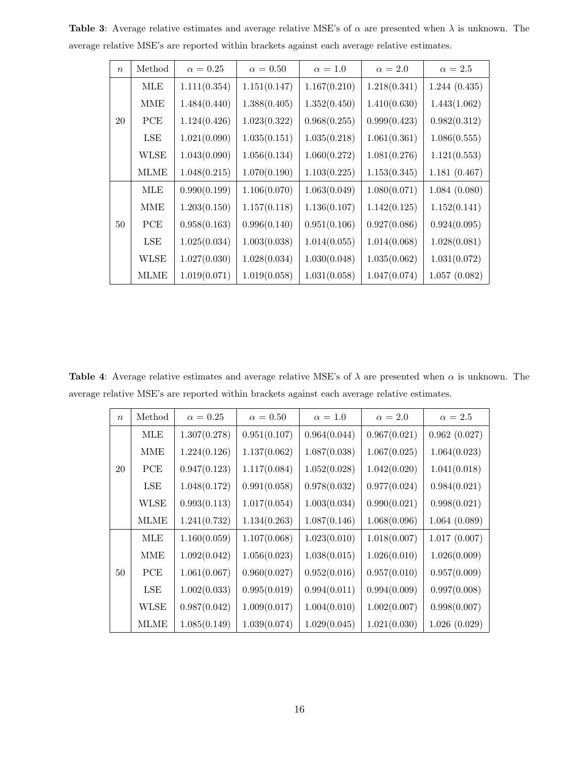**Table 3**: Average relative estimates and average relative MSE's of $\alpha$ are presented when $\lambda$ is unknown. The average relative MSE's are reported within brackets against each average relative estimates.

| $n$ | Method | $\alpha = 0.25$ | $\alpha = 0.50$ | $\alpha = 1.0$ | $\alpha = 2.0$ | $\alpha = 2.5$ |
|---|---|---|---|---|---|---|
| 20 | MLE | 1.111(0.354) | 1.151(0.147) | 1.167(0.210) | 1.218(0.341) | 1.244 (0.435) |
| | MME | 1.484(0.440) | 1.388(0.405) | 1.352(0.450) | 1.410(0.630) | 1.443(1.062) |
| | PCE | 1.124(0.426) | 1.023(0.322) | 0.968(0.255) | 0.999(0.423) | 0.982(0.312) |
| | LSE | 1.021(0.090) | 1.035(0.151) | 1.035(0.218) | 1.061(0.361) | 1.086(0.555) |
| | WLSE | 1.043(0.090) | 1.056(0.134) | 1.060(0.272) | 1.081(0.276) | 1.121(0.553) |
| | MLME | 1.048(0.215) | 1.070(0.190) | 1.103(0.225) | 1.153(0.345) | 1.181 (0.467) |
| 50 | MLE | 0.990(0.199) | 1.106(0.070) | 1.063(0.049) | 1.080(0.071) | 1.084 (0.080) |
| | MME | 1.203(0.150) | 1.157(0.118) | 1.136(0.107) | 1.142(0.125) | 1.152(0.141) |
| | PCE | 0.958(0.163) | 0.996(0.140) | 0.951(0.106) | 0.927(0.086) | 0.924(0.095) |
| | LSE | 1.025(0.034) | 1.003(0.038) | 1.014(0.055) | 1.014(0.068) | 1.028(0.081) |
| | WLSE | 1.027(0.030) | 1.028(0.034) | 1.030(0.048) | 1.035(0.062) | 1.031(0.072) |
| | MLME | 1.019(0.071) | 1.019(0.058) | 1.031(0.058) | 1.047(0.074) | 1.057 (0.082) |

**Table 4**: Average relative estimates and average relative MSE's of $\lambda$ are presented when $\alpha$ is unknown. The average relative MSE's are reported within brackets against each average relative estimates.

| $n$ | Method | $\alpha = 0.25$ | $\alpha = 0.50$ | $\alpha = 1.0$ | $\alpha = 2.0$ | $\alpha = 2.5$ |
|---|---|---|---|---|---|---|
| 20 | MLE | 1.307(0.278) | 0.951(0.107) | 0.964(0.044) | 0.967(0.021) | 0.962 (0.027) |
| | MME | 1.224(0.126) | 1.137(0.062) | 1.087(0.038) | 1.067(0.025) | 1.064(0.023) |
| | PCE | 0.947(0.123) | 1.117(0.084) | 1.052(0.028) | 1.042(0.020) | 1.041(0.018) |
| | LSE | 1.048(0.172) | 0.991(0.058) | 0.978(0.032) | 0.977(0.024) | 0.984(0.021) |
| | WLSE | 0.993(0.113) | 1.017(0.054) | 1.003(0.034) | 0.990(0.021) | 0.998(0.021) |
| | MLME | 1.241(0.732) | 1.134(0.263) | 1.087(0.146) | 1.068(0.096) | 1.064 (0.089) |
| 50 | MLE | 1.160(0.059) | 1.107(0.068) | 1.023(0.010) | 1.018(0.007) | 1.017 (0.007) |
| | MME | 1.092(0.042) | 1.056(0.023) | 1.038(0.015) | 1.026(0.010) | 1.026(0.009) |
| | PCE | 1.061(0.067) | 0.960(0.027) | 0.952(0.016) | 0.957(0.010) | 0.957(0.009) |
| | LSE | 1.002(0.033) | 0.995(0.019) | 0.994(0.011) | 0.994(0.009) | 0.997(0.008) |
| | WLSE | 0.987(0.042) | 1.009(0.017) | 1.004(0.010) | 1.002(0.007) | 0.998(0.007) |
| | MLME | 1.085(0.149) | 1.039(0.074) | 1.029(0.045) | 1.021(0.030) | 1.026 (0.029) |